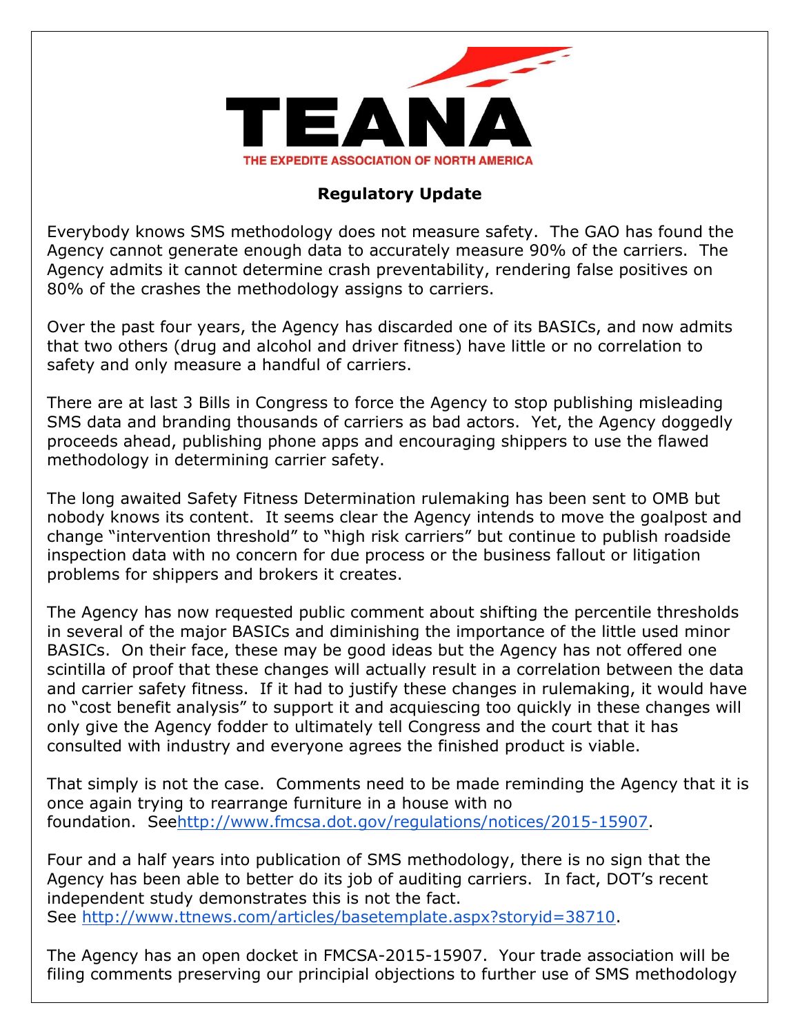TEANA

THE EXPEDITE ASSOCIATION OF NORTH AMERICA

## Regulatory Update

Everybody knows SMS methodology does not measure safety. The GAO has found the Agency cannot generate enough data to accurately measure 90% of the carriers. The Agency admits it cannot determine crash preventability, rendering false positives on 80% of the crashes the methodology assigns to carriers.

Over the past four years, the Agency has discarded one of its BASICs, and now admits that two others (drug and alcohol and driver fitness) have little or no correlation to safety and only measure a handful of carriers.

There are at last 3 Bills in Congress to force the Agency to stop publishing misleading SMS data and branding thousands of carriers as bad actors. Yet, the Agency doggedly proceeds ahead, publishing phone apps and encouraging shippers to use the flawed methodology in determining carrier safety.

The long awaited Safety Fitness Determination rulemaking has been sent to OMB but nobody knows its content. It seems clear the Agency intends to move the goalpost and change "intervention threshold" to "high risk carriers" but continue to publish roadside inspection data with no concern for due process or the business fallout or litigation problems for shippers and brokers it creates.

The Agency has now requested public comment about shifting the percentile thresholds in several of the major BASICs and diminishing the importance of the little used minor BASICs. On their face, these may be good ideas but the Agency has not offered one scintilla of proof that these changes will actually result in a correlation between the data and carrier safety fitness. If it had to justify these changes in rulemaking, it would have no "cost benefit analysis" to support it and acquiescing too quickly in these changes will only give the Agency fodder to ultimately tell Congress and the court that it has consulted with industry and everyone agrees the finished product is viable.

That simply is not the case. Comments need to be made reminding the Agency that it is once again trying to rearrange furniture in a house with no foundation. Seehttp://www.fmcsa.dot.gov/regulations/notices/2015-15907.

Four and a half years into publication of SMS methodology, there is no sign that the Agency has been able to better do its job of auditing carriers. In fact, DOT's recent independent study demonstrates this is not the fact.
See http://www.ttnews.com/articles/basetemplate.aspx?storyid=38710.

The Agency has an open docket in FMCSA-2015-15907. Your trade association will be filing comments preserving our principial objections to further use of SMS methodology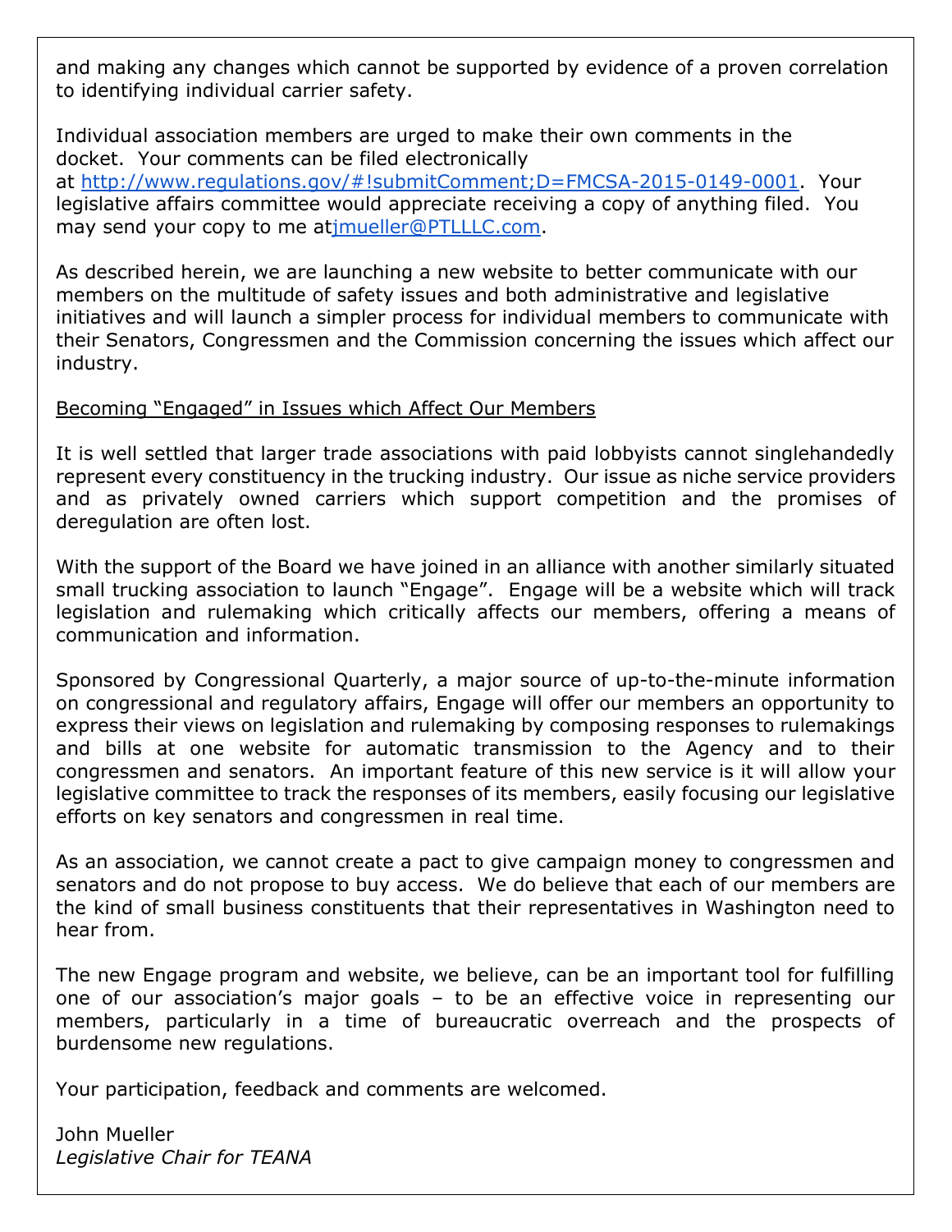and making any changes which cannot be supported by evidence of a proven correlation to identifying individual carrier safety.

Individual association members are urged to make their own comments in the docket. Your comments can be filed electronically at http://www.regulations.gov/#!submitComment;D=FMCSA-2015-0149-0001. Your legislative affairs committee would appreciate receiving a copy of anything filed. You may send your copy to me atjmueller@PTLLLC.com.

As described herein, we are launching a new website to better communicate with our members on the multitude of safety issues and both administrative and legislative initiatives and will launch a simpler process for individual members to communicate with their Senators, Congressmen and the Commission concerning the issues which affect our industry.

Becoming "Engaged" in Issues which Affect Our Members

It is well settled that larger trade associations with paid lobbyists cannot singlehandedly represent every constituency in the trucking industry. Our issue as niche service providers and as privately owned carriers which support competition and the promises of deregulation are often lost.

With the support of the Board we have joined in an alliance with another similarly situated small trucking association to launch "Engage". Engage will be a website which will track legislation and rulemaking which critically affects our members, offering a means of communication and information.

Sponsored by Congressional Quarterly, a major source of up-to-the-minute information on congressional and regulatory affairs, Engage will offer our members an opportunity to express their views on legislation and rulemaking by composing responses to rulemakings and bills at one website for automatic transmission to the Agency and to their congressmen and senators. An important feature of this new service is it will allow your legislative committee to track the responses of its members, easily focusing our legislative efforts on key senators and congressmen in real time.

As an association, we cannot create a pact to give campaign money to congressmen and senators and do not propose to buy access. We do believe that each of our members are the kind of small business constituents that their representatives in Washington need to hear from.

The new Engage program and website, we believe, can be an important tool for fulfilling one of our association's major goals – to be an effective voice in representing our members, particularly in a time of bureaucratic overreach and the prospects of burdensome new regulations.

Your participation, feedback and comments are welcomed.

John Mueller
*Legislative Chair for TEANA*